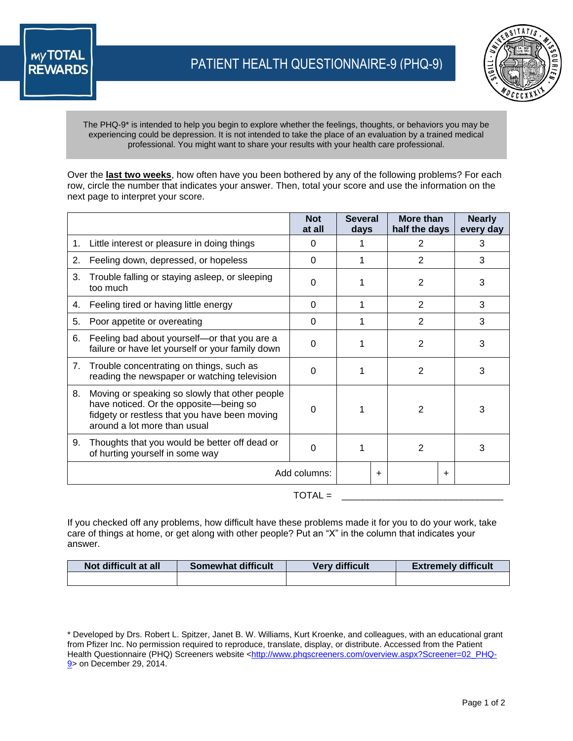myTOTAL REWARDS

# PATIENT HEALTH QUESTIONNAIRE-9 (PHQ-9)

The PHQ-9* is intended to help you begin to explore whether the feelings, thoughts, or behaviors you may be experiencing could be depression. It is not intended to take the place of an evaluation by a trained medical professional. You might want to share your results with your health care professional.

Over the **last two weeks**, how often have you been bothered by any of the following problems? For each row, circle the number that indicates your answer. Then, total your score and use the information on the next page to interpret your score.

| | Not at all | Several days | More than half the days | Nearly every day |
|---|---|---|---|---|
| 1. Little interest or pleasure in doing things | 0 | 1 | 2 | 3 |
| 2. Feeling down, depressed, or hopeless | 0 | 1 | 2 | 3 |
| 3. Trouble falling or staying asleep, or sleeping too much | 0 | 1 | 2 | 3 |
| 4. Feeling tired or having little energy | 0 | 1 | 2 | 3 |
| 5. Poor appetite or overeating | 0 | 1 | 2 | 3 |
| 6. Feeling bad about yourself—or that you are a failure or have let yourself or your family down | 0 | 1 | 2 | 3 |
| 7. Trouble concentrating on things, such as reading the newspaper or watching television | 0 | 1 | 2 | 3 |
| 8. Moving or speaking so slowly that other people have noticed. Or the opposite—being so fidgety or restless that you have been moving around a lot more than usual | 0 | 1 | 2 | 3 |
| 9. Thoughts that you would be better off dead or of hurting yourself in some way | 0 | 1 | 2 | 3 |
| Add columns: | | + | + | |

TOTAL = ______________________________

If you checked off any problems, how difficult have these problems made it for you to do your work, take care of things at home, or get along with other people? Put an “X” in the column that indicates your answer.

| Not difficult at all | Somewhat difficult | Very difficult | Extremely difficult |
|---|---|---|---|
| | | | |

* Developed by Drs. Robert L. Spitzer, Janet B. W. Williams, Kurt Kroenke, and colleagues, with an educational grant from Pfizer Inc. No permission required to reproduce, translate, display, or distribute. Accessed from the Patient Health Questionnaire (PHQ) Screeners website <http://www.phqscreeners.com/overview.aspx?Screener=02_PHQ-9> on December 29, 2014.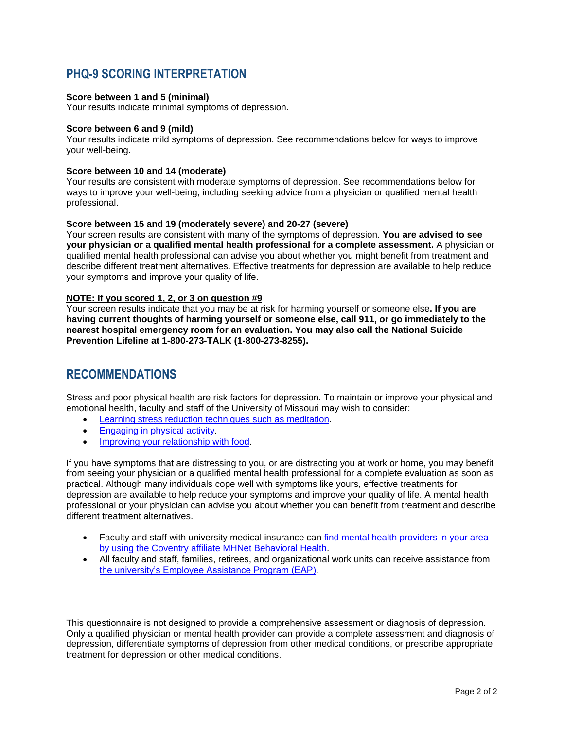## PHQ-9 SCORING INTERPRETATION

**Score between 1 and 5 (minimal)**
Your results indicate minimal symptoms of depression.

**Score between 6 and 9 (mild)**
Your results indicate mild symptoms of depression. See recommendations below for ways to improve your well-being.

**Score between 10 and 14 (moderate)**
Your results are consistent with moderate symptoms of depression. See recommendations below for ways to improve your well-being, including seeking advice from a physician or qualified mental health professional.

**Score between 15 and 19 (moderately severe) and 20-27 (severe)**
Your screen results are consistent with many of the symptoms of depression. **You are advised to see your physician or a qualified mental health professional for a complete assessment.** A physician or qualified mental health professional can advise you about whether you might benefit from treatment and describe different treatment alternatives. Effective treatments for depression are available to help reduce your symptoms and improve your quality of life.

**NOTE: If you scored 1, 2, or 3 on question #9**
Your screen results indicate that you may be at risk for harming yourself or someone else**. If you are having current thoughts of harming yourself or someone else, call 911, or go immediately to the nearest hospital emergency room for an evaluation. You may also call the National Suicide Prevention Lifeline at 1-800-273-TALK (1-800-273-8255).**

## RECOMMENDATIONS

Stress and poor physical health are risk factors for depression. To maintain or improve your physical and emotional health, faculty and staff of the University of Missouri may wish to consider:

- Learning stress reduction techniques such as meditation.
- Engaging in physical activity.
- Improving your relationship with food.

If you have symptoms that are distressing to you, or are distracting you at work or home, you may benefit from seeing your physician or a qualified mental health professional for a complete evaluation as soon as practical. Although many individuals cope well with symptoms like yours, effective treatments for depression are available to help reduce your symptoms and improve your quality of life. A mental health professional or your physician can advise you about whether you can benefit from treatment and describe different treatment alternatives.

- Faculty and staff with university medical insurance can find mental health providers in your area by using the Coventry affiliate MHNet Behavioral Health.
- All faculty and staff, families, retirees, and organizational work units can receive assistance from the university's Employee Assistance Program (EAP).

This questionnaire is not designed to provide a comprehensive assessment or diagnosis of depression. Only a qualified physician or mental health provider can provide a complete assessment and diagnosis of depression, differentiate symptoms of depression from other medical conditions, or prescribe appropriate treatment for depression or other medical conditions.